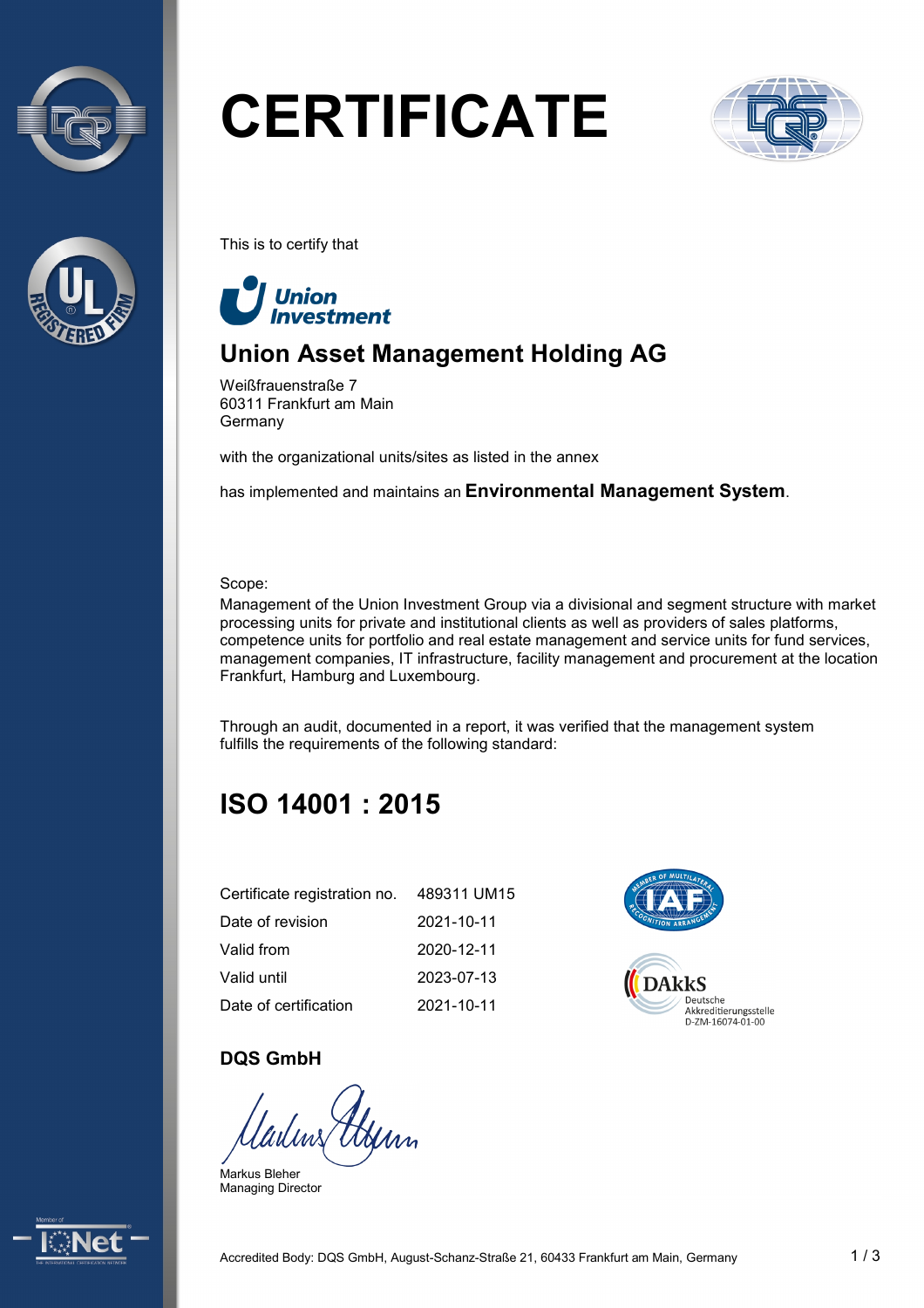# CERTIFICATE

This is to certify that

Union Investment

## Union Asset Management Holding AG

Weißfrauenstraße 7
60311 Frankfurt am Main
Germany

with the organizational units/sites as listed in the annex

has implemented and maintains an **Environmental Management System**.

Scope:
Management of the Union Investment Group via a divisional and segment structure with market processing units for private and institutional clients as well as providers of sales platforms, competence units for portfolio and real estate management and service units for fund services, management companies, IT infrastructure, facility management and procurement at the location Frankfurt, Hamburg and Luxembourg.

Through an audit, documented in a report, it was verified that the management system fulfills the requirements of the following standard:

## ISO 14001 : 2015

| | |
|---|---|
| Certificate registration no. | 489311 UM15 |
| Date of revision | 2021-10-11 |
| Valid from | 2020-12-11 |
| Valid until | 2023-07-13 |
| Date of certification | 2021-10-11 |

DAkkS Deutsche Akkreditierungsstelle D-ZM-16074-01-00

**DQS GmbH**

Markus Bleher
Managing Director

Accredited Body: DQS GmbH, August-Schanz-Straße 21, 60433 Frankfurt am Main, Germany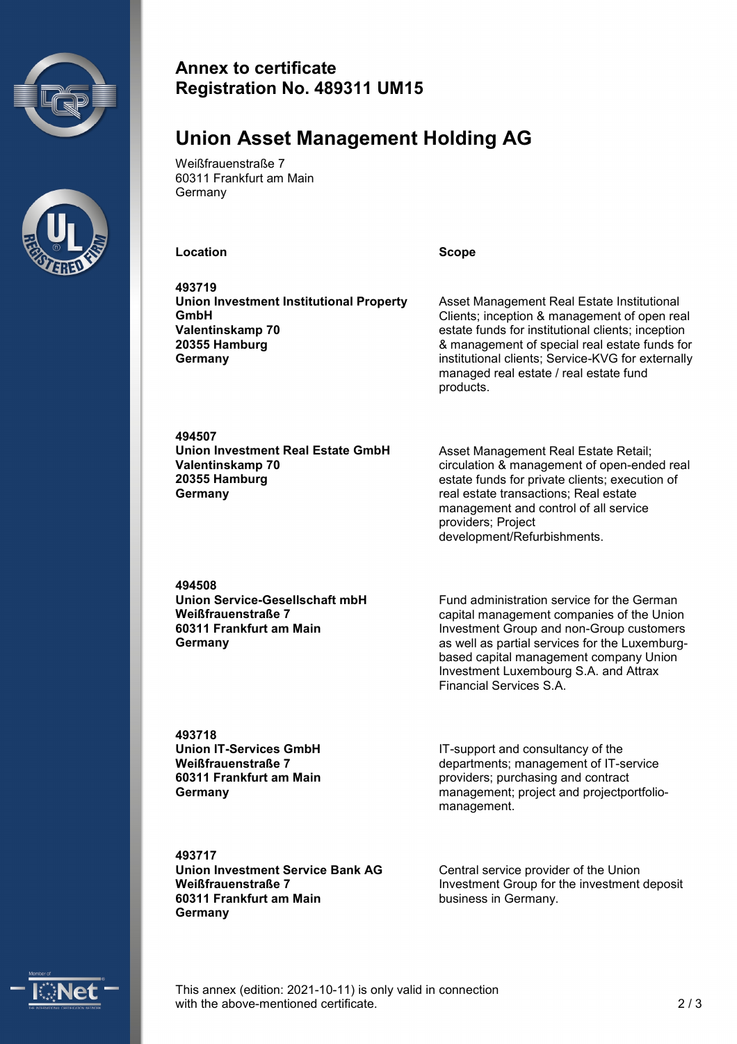**Annex to certificate**
**Registration No. 489311 UM15**

# Union Asset Management Holding AG

Weißfrauenstraße 7
60311 Frankfurt am Main
Germany

| Location | Scope |
|---|---|
| **493719**<br>**Union Investment Institutional Property GmbH**<br>**Valentinskamp 70**<br>**20355 Hamburg**<br>**Germany** | Asset Management Real Estate Institutional Clients; inception & management of open real estate funds for institutional clients; inception & management of special real estate funds for institutional clients; Service-KVG for externally managed real estate / real estate fund products. |
| **494507**<br>**Union Investment Real Estate GmbH**<br>**Valentinskamp 70**<br>**20355 Hamburg**<br>**Germany** | Asset Management Real Estate Retail; circulation & management of open-ended real estate funds for private clients; execution of real estate transactions; Real estate management and control of all service providers; Project development/Refurbishments. |
| **494508**<br>**Union Service-Gesellschaft mbH**<br>**Weißfrauenstraße 7**<br>**60311 Frankfurt am Main**<br>**Germany** | Fund administration service for the German capital management companies of the Union Investment Group and non-Group customers as well as partial services for the Luxemburg-based capital management company Union Investment Luxembourg S.A. and Attrax Financial Services S.A. |
| **493718**<br>**Union IT-Services GmbH**<br>**Weißfrauenstraße 7**<br>**60311 Frankfurt am Main**<br>**Germany** | IT-support and consultancy of the departments; management of IT-service providers; purchasing and contract management; project and projectportfolio-management. |
| **493717**<br>**Union Investment Service Bank AG**<br>**Weißfrauenstraße 7**<br>**60311 Frankfurt am Main**<br>**Germany** | Central service provider of the Union Investment Group for the investment deposit business in Germany. |

This annex (edition: 2021-10-11) is only valid in connection with the above-mentioned certificate.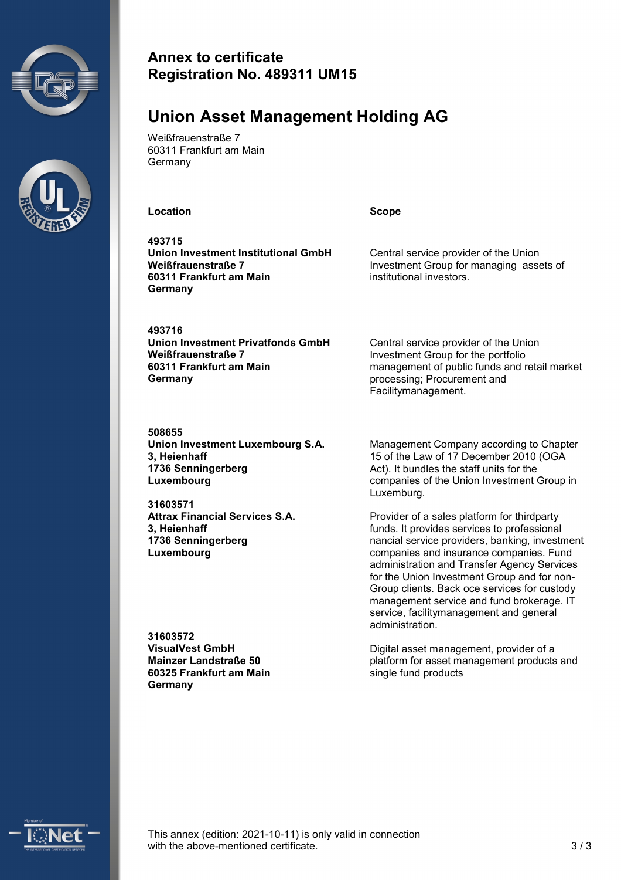## Annex to certificate
## Registration No. 489311 UM15

# Union Asset Management Holding AG

Weißfrauenstraße 7
60311 Frankfurt am Main
Germany

| Location | Scope |
|---|---|
| **493715**<br>**Union Investment Institutional GmbH**<br>**Weißfrauenstraße 7**<br>**60311 Frankfurt am Main**<br>**Germany** | Central service provider of the Union Investment Group for managing assets of institutional investors. |
| **493716**<br>**Union Investment Privatfonds GmbH**<br>**Weißfrauenstraße 7**<br>**60311 Frankfurt am Main**<br>**Germany** | Central service provider of the Union Investment Group for the portfolio management of public funds and retail market processing; Procurement and Facilitymanagement. |
| **508655**<br>**Union Investment Luxembourg S.A.**<br>**3, Heienhaff**<br>**1736 Senningerberg**<br>**Luxembourg** | Management Company according to Chapter 15 of the Law of 17 December 2010 (OGA Act). It bundles the staff units for the companies of the Union Investment Group in Luxemburg. |
| **31603571**<br>**Attrax Financial Services S.A.**<br>**3, Heienhaff**<br>**1736 Senningerberg**<br>**Luxembourg** | Provider of a sales platform for thirdparty funds. It provides services to professional nancial service providers, banking, investment companies and insurance companies. Fund administration and Transfer Agency Services for the Union Investment Group and for non-Group clients. Back oce services for custody management service and fund brokerage. IT service, facilitymanagement and general administration. |
| **31603572**<br>**VisualVest GmbH**<br>**Mainzer Landstraße 50**<br>**60325 Frankfurt am Main**<br>**Germany** | Digital asset management, provider of a platform for asset management products and single fund products |

This annex (edition: 2021-10-11) is only valid in connection with the above-mentioned certificate.